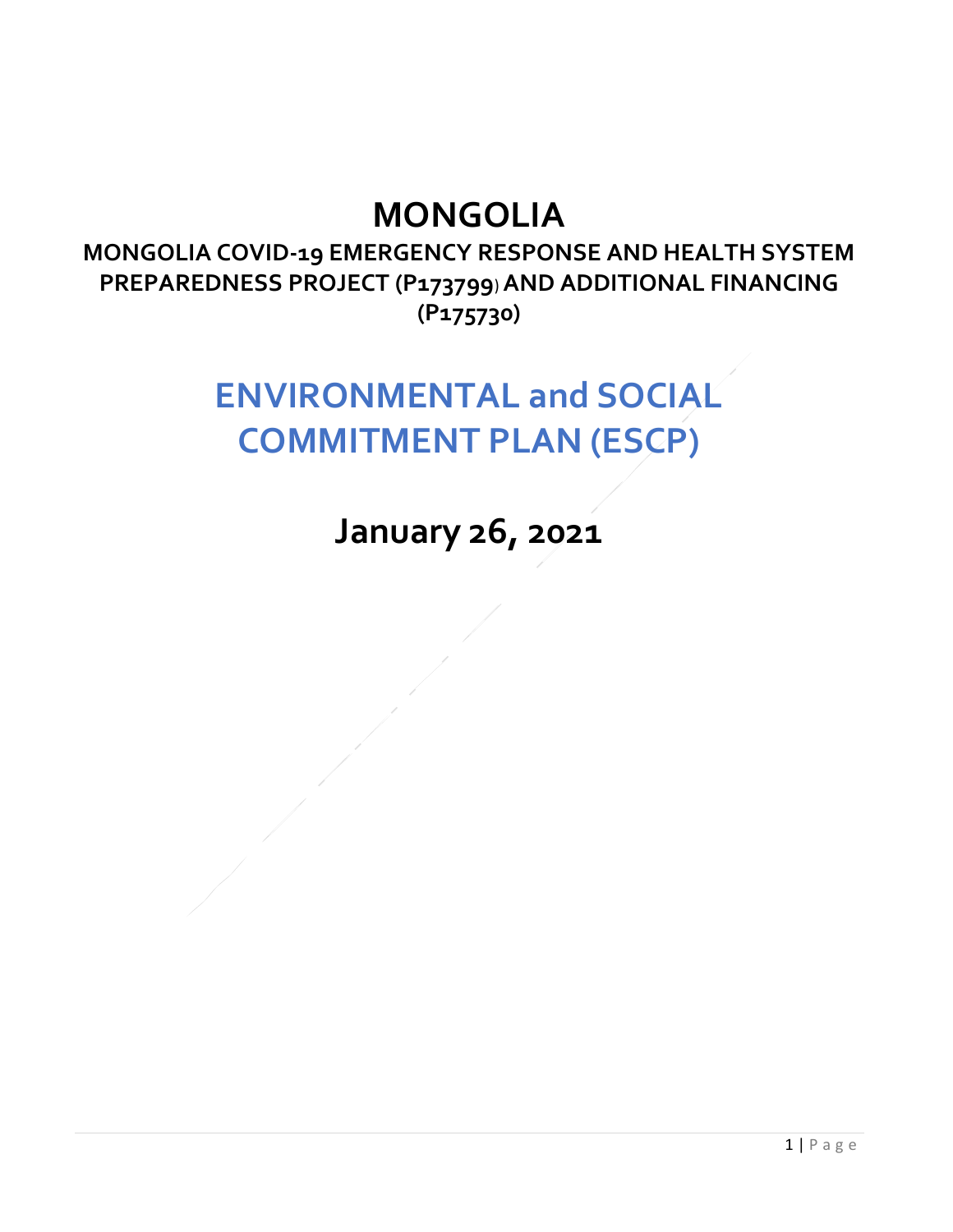# MONGOLIA

## MONGOLIA COVID-19 EMERGENCY RESPONSE AND HEALTH SYSTEM PREPAREDNESS PROJECT (P173799) AND ADDITIONAL FINANCING (P175730)

# ENVIRONMENTAL and SOCIAL COMMITMENT PLAN (ESCP)

## January 26, 2021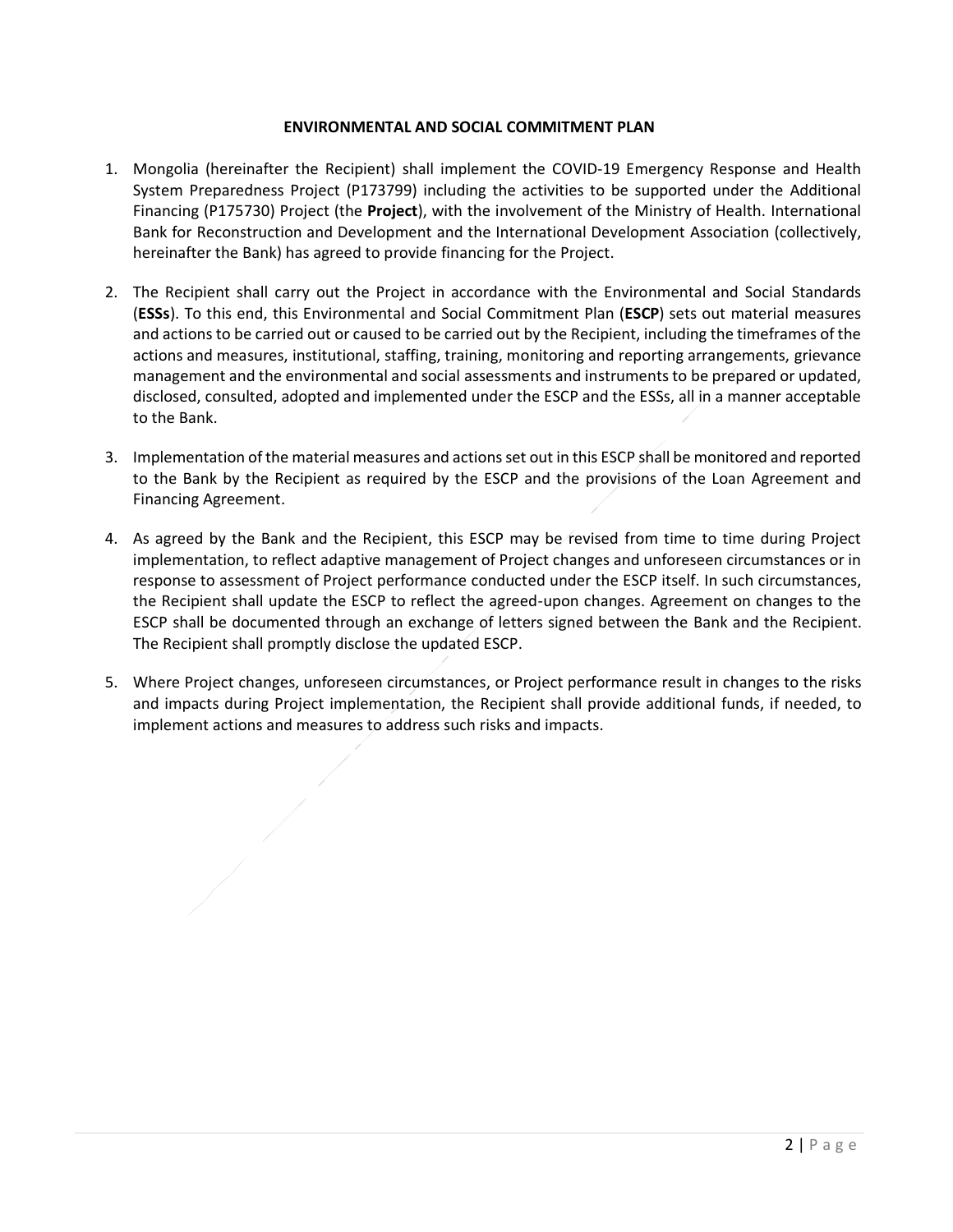**ENVIRONMENTAL AND SOCIAL COMMITMENT PLAN**

1. Mongolia (hereinafter the Recipient) shall implement the COVID-19 Emergency Response and Health System Preparedness Project (P173799) including the activities to be supported under the Additional Financing (P175730) Project (the **Project**), with the involvement of the Ministry of Health. International Bank for Reconstruction and Development and the International Development Association (collectively, hereinafter the Bank) has agreed to provide financing for the Project.

2. The Recipient shall carry out the Project in accordance with the Environmental and Social Standards (**ESSs**). To this end, this Environmental and Social Commitment Plan (**ESCP**) sets out material measures and actions to be carried out or caused to be carried out by the Recipient, including the timeframes of the actions and measures, institutional, staffing, training, monitoring and reporting arrangements, grievance management and the environmental and social assessments and instruments to be prepared or updated, disclosed, consulted, adopted and implemented under the ESCP and the ESSs, all in a manner acceptable to the Bank.

3. Implementation of the material measures and actions set out in this ESCP shall be monitored and reported to the Bank by the Recipient as required by the ESCP and the provisions of the Loan Agreement and Financing Agreement.

4. As agreed by the Bank and the Recipient, this ESCP may be revised from time to time during Project implementation, to reflect adaptive management of Project changes and unforeseen circumstances or in response to assessment of Project performance conducted under the ESCP itself. In such circumstances, the Recipient shall update the ESCP to reflect the agreed-upon changes. Agreement on changes to the ESCP shall be documented through an exchange of letters signed between the Bank and the Recipient. The Recipient shall promptly disclose the updated ESCP.

5. Where Project changes, unforeseen circumstances, or Project performance result in changes to the risks and impacts during Project implementation, the Recipient shall provide additional funds, if needed, to implement actions and measures to address such risks and impacts.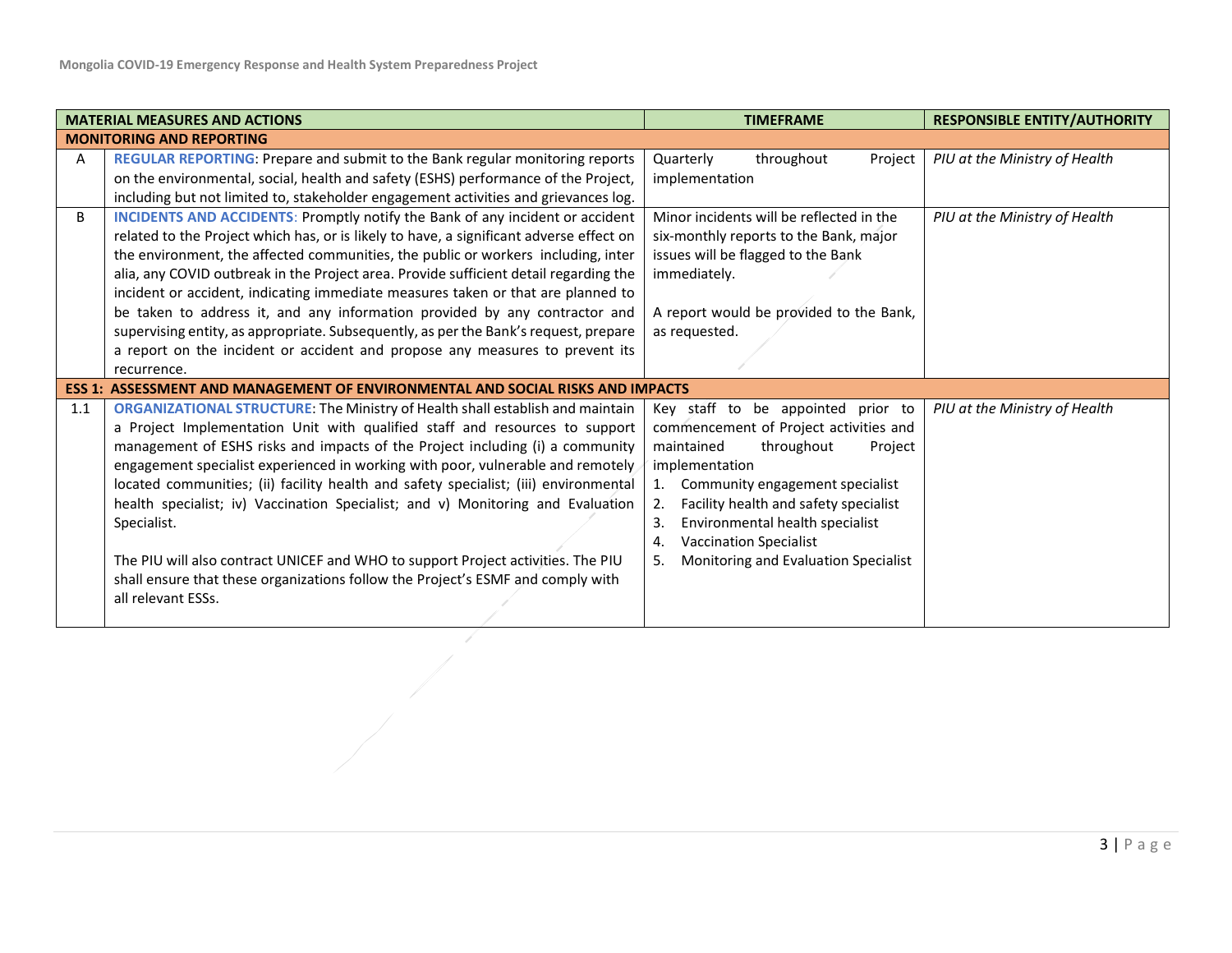| | MATERIAL MEASURES AND ACTIONS | TIMEFRAME | RESPONSIBLE ENTITY/AUTHORITY |
|---|---|---|---|
| **MONITORING AND REPORTING** | | | |
| A | **REGULAR REPORTING**: Prepare and submit to the Bank regular monitoring reports on the environmental, social, health and safety (ESHS) performance of the Project, including but not limited to, stakeholder engagement activities and grievances log. | Quarterly throughout Project implementation | *PIU at the Ministry of Health* |
| B | **INCIDENTS AND ACCIDENTS**: Promptly notify the Bank of any incident or accident related to the Project which has, or is likely to have, a significant adverse effect on the environment, the affected communities, the public or workers including, inter alia, any COVID outbreak in the Project area. Provide sufficient detail regarding the incident or accident, indicating immediate measures taken or that are planned to be taken to address it, and any information provided by any contractor and supervising entity, as appropriate. Subsequently, as per the Bank's request, prepare a report on the incident or accident and propose any measures to prevent its recurrence. | Minor incidents will be reflected in the six-monthly reports to the Bank, major issues will be flagged to the Bank immediately.<br><br>A report would be provided to the Bank, as requested. | *PIU at the Ministry of Health* |
| **ESS 1: ASSESSMENT AND MANAGEMENT OF ENVIRONMENTAL AND SOCIAL RISKS AND IMPACTS** | | | |
| 1.1 | **ORGANIZATIONAL STRUCTURE**: The Ministry of Health shall establish and maintain a Project Implementation Unit with qualified staff and resources to support management of ESHS risks and impacts of the Project including (i) a community engagement specialist experienced in working with poor, vulnerable and remotely located communities; (ii) facility health and safety specialist; (iii) environmental health specialist; iv) Vaccination Specialist; and v) Monitoring and Evaluation Specialist.<br><br>The PIU will also contract UNICEF and WHO to support Project activities. The PIU shall ensure that these organizations follow the Project's ESMF and comply with all relevant ESSs. | Key staff to be appointed prior to commencement of Project activities and maintained throughout Project implementation<br>1. Community engagement specialist<br>2. Facility health and safety specialist<br>3. Environmental health specialist<br>4. Vaccination Specialist<br>5. Monitoring and Evaluation Specialist | *PIU at the Ministry of Health* |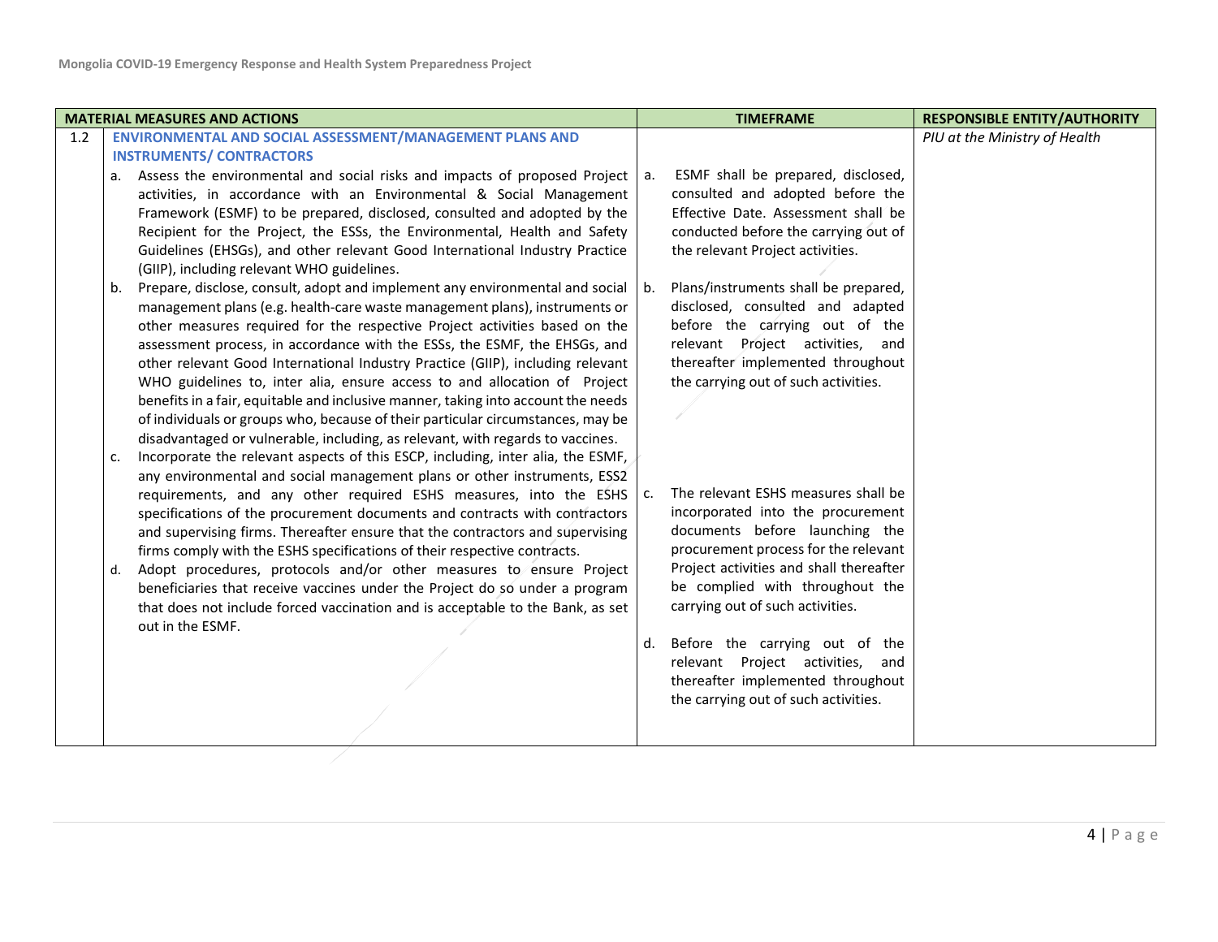| MATERIAL MEASURES AND ACTIONS | | TIMEFRAME | RESPONSIBLE ENTITY/AUTHORITY |
|---|---|---|---|
| 1.2 | **ENVIRONMENTAL AND SOCIAL ASSESSMENT/MANAGEMENT PLANS AND INSTRUMENTS/ CONTRACTORS**<br>a. Assess the environmental and social risks and impacts of proposed Project activities, in accordance with an Environmental & Social Management Framework (ESMF) to be prepared, disclosed, consulted and adopted by the Recipient for the Project, the ESSs, the Environmental, Health and Safety Guidelines (EHSGs), and other relevant Good International Industry Practice (GIIP), including relevant WHO guidelines.<br>b. Prepare, disclose, consult, adopt and implement any environmental and social management plans (e.g. health-care waste management plans), instruments or other measures required for the respective Project activities based on the assessment process, in accordance with the ESSs, the ESMF, the EHSGs, and other relevant Good International Industry Practice (GIIP), including relevant WHO guidelines to, inter alia, ensure access to and allocation of Project benefits in a fair, equitable and inclusive manner, taking into account the needs of individuals or groups who, because of their particular circumstances, may be disadvantaged or vulnerable, including, as relevant, with regards to vaccines.<br>c. Incorporate the relevant aspects of this ESCP, including, inter alia, the ESMF, any environmental and social management plans or other instruments, ESS2 requirements, and any other required ESHS measures, into the ESHS specifications of the procurement documents and contracts with contractors and supervising firms. Thereafter ensure that the contractors and supervising firms comply with the ESHS specifications of their respective contracts.<br>d. Adopt procedures, protocols and/or other measures to ensure Project beneficiaries that receive vaccines under the Project do so under a program that does not include forced vaccination and is acceptable to the Bank, as set out in the ESMF. | a. ESMF shall be prepared, disclosed, consulted and adopted before the Effective Date. Assessment shall be conducted before the carrying out of the relevant Project activities.<br>b. Plans/instruments shall be prepared, disclosed, consulted and adapted before the carrying out of the relevant Project activities, and thereafter implemented throughout the carrying out of such activities.<br>c. The relevant ESHS measures shall be incorporated into the procurement documents before launching the procurement process for the relevant Project activities and shall thereafter be complied with throughout the carrying out of such activities.<br>d. Before the carrying out of the relevant Project activities, and thereafter implemented throughout the carrying out of such activities. | *PIU at the Ministry of Health* |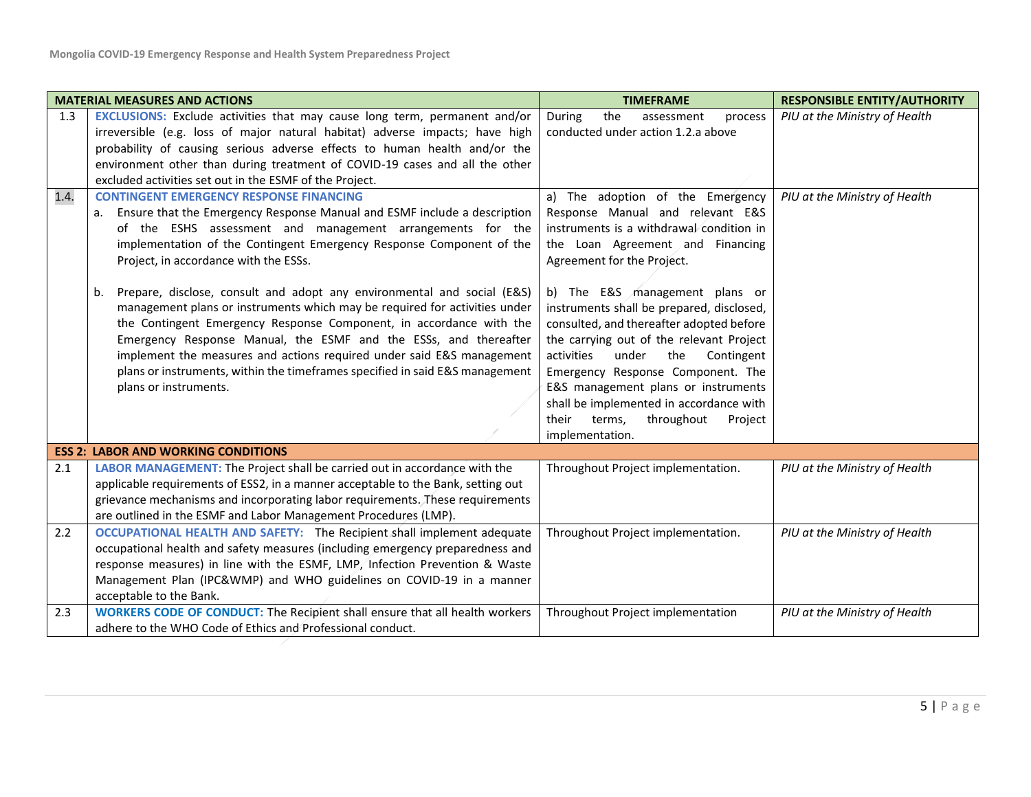| | MATERIAL MEASURES AND ACTIONS | TIMEFRAME | RESPONSIBLE ENTITY/AUTHORITY |
|---|---|---|---|
| 1.3 | **EXCLUSIONS:** Exclude activities that may cause long term, permanent and/or irreversible (e.g. loss of major natural habitat) adverse impacts; have high probability of causing serious adverse effects to human health and/or the environment other than during treatment of COVID-19 cases and all the other excluded activities set out in the ESMF of the Project. | During the assessment process conducted under action 1.2.a above | *PIU at the Ministry of Health* |
| 1.4. | **CONTINGENT EMERGENCY RESPONSE FINANCING**<br>a. Ensure that the Emergency Response Manual and ESMF include a description of the ESHS assessment and management arrangements for the implementation of the Contingent Emergency Response Component of the Project, in accordance with the ESSs.<br><br>b. Prepare, disclose, consult and adopt any environmental and social (E&S) management plans or instruments which may be required for activities under the Contingent Emergency Response Component, in accordance with the Emergency Response Manual, the ESMF and the ESSs, and thereafter implement the measures and actions required under said E&S management plans or instruments, within the timeframes specified in said E&S management plans or instruments. | a) The adoption of the Emergency Response Manual and relevant E&S instruments is a withdrawal condition in the Loan Agreement and Financing Agreement for the Project.<br><br>b) The E&S management plans or instruments shall be prepared, disclosed, consulted, and thereafter adopted before the carrying out of the relevant Project activities under the Contingent Emergency Response Component. The E&S management plans or instruments shall be implemented in accordance with their terms, throughout Project implementation. | *PIU at the Ministry of Health* |
| **ESS 2: LABOR AND WORKING CONDITIONS** | | | |
| 2.1 | **LABOR MANAGEMENT:** The Project shall be carried out in accordance with the applicable requirements of ESS2, in a manner acceptable to the Bank, setting out grievance mechanisms and incorporating labor requirements. These requirements are outlined in the ESMF and Labor Management Procedures (LMP). | Throughout Project implementation. | *PIU at the Ministry of Health* |
| 2.2 | **OCCUPATIONAL HEALTH AND SAFETY:** The Recipient shall implement adequate occupational health and safety measures (including emergency preparedness and response measures) in line with the ESMF, LMP, Infection Prevention & Waste Management Plan (IPC&WMP) and WHO guidelines on COVID-19 in a manner acceptable to the Bank. | Throughout Project implementation. | *PIU at the Ministry of Health* |
| 2.3 | **WORKERS CODE OF CONDUCT:** The Recipient shall ensure that all health workers adhere to the WHO Code of Ethics and Professional conduct. | Throughout Project implementation | *PIU at the Ministry of Health* |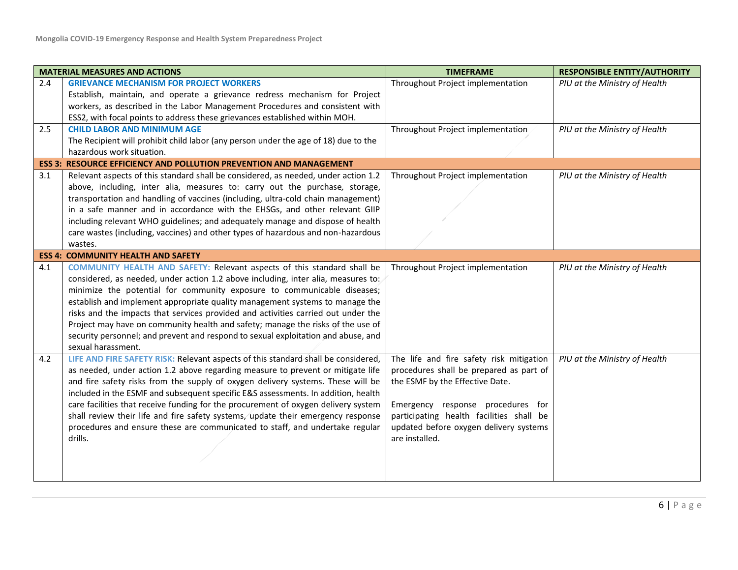| MATERIAL MEASURES AND ACTIONS | | TIMEFRAME | RESPONSIBLE ENTITY/AUTHORITY |
|---|---|---|---|
| 2.4 | **GRIEVANCE MECHANISM FOR PROJECT WORKERS**<br>Establish, maintain, and operate a grievance redress mechanism for Project workers, as described in the Labor Management Procedures and consistent with ESS2, with focal points to address these grievances established within MOH. | Throughout Project implementation | *PIU at the Ministry of Health* |
| 2.5 | **CHILD LABOR AND MINIMUM AGE**<br>The Recipient will prohibit child labor (any person under the age of 18) due to the hazardous work situation. | Throughout Project implementation | *PIU at the Ministry of Health* |
| **ESS 3: RESOURCE EFFICIENCY AND POLLUTION PREVENTION AND MANAGEMENT** | | | |
| 3.1 | Relevant aspects of this standard shall be considered, as needed, under action 1.2 above, including, inter alia, measures to: carry out the purchase, storage, transportation and handling of vaccines (including, ultra-cold chain management) in a safe manner and in accordance with the EHSGs, and other relevant GIIP including relevant WHO guidelines; and adequately manage and dispose of health care wastes (including, vaccines) and other types of hazardous and non-hazardous wastes. | Throughout Project implementation | *PIU at the Ministry of Health* |
| **ESS 4: COMMUNITY HEALTH AND SAFETY** | | | |
| 4.1 | **COMMUNITY HEALTH AND SAFETY:** Relevant aspects of this standard shall be considered, as needed, under action 1.2 above including, inter alia, measures to: minimize the potential for community exposure to communicable diseases; establish and implement appropriate quality management systems to manage the risks and the impacts that services provided and activities carried out under the Project may have on community health and safety; manage the risks of the use of security personnel; and prevent and respond to sexual exploitation and abuse, and sexual harassment. | Throughout Project implementation | *PIU at the Ministry of Health* |
| 4.2 | **LIFE AND FIRE SAFETY RISK:** Relevant aspects of this standard shall be considered, as needed, under action 1.2 above regarding measure to prevent or mitigate life and fire safety risks from the supply of oxygen delivery systems. These will be included in the ESMF and subsequent specific E&S assessments. In addition, health care facilities that receive funding for the procurement of oxygen delivery system shall review their life and fire safety systems, update their emergency response procedures and ensure these are communicated to staff, and undertake regular drills. | The life and fire safety risk mitigation procedures shall be prepared as part of the ESMF by the Effective Date.<br><br>Emergency response procedures for participating health facilities shall be updated before oxygen delivery systems are installed. | *PIU at the Ministry of Health* |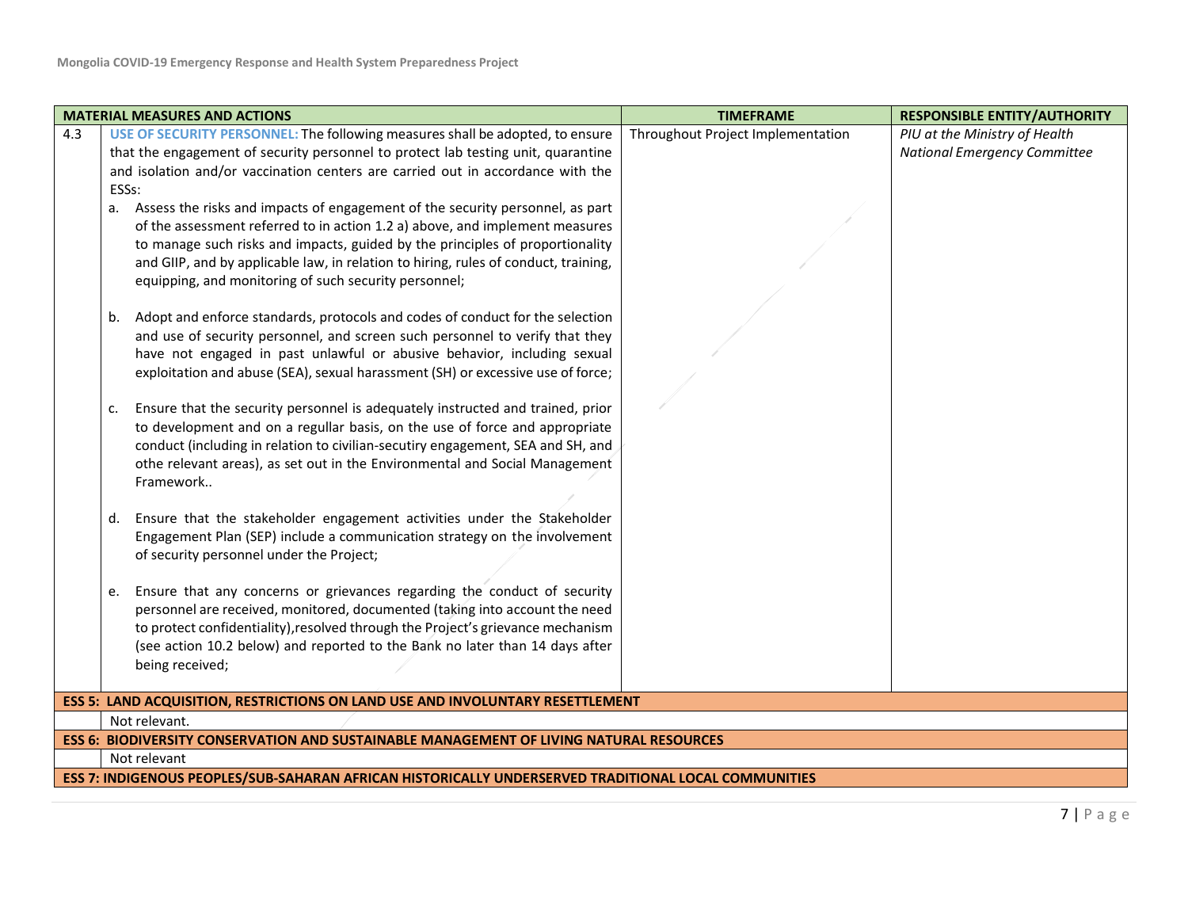| | MATERIAL MEASURES AND ACTIONS | TIMEFRAME | RESPONSIBLE ENTITY/AUTHORITY |
|---|---|---|---|
| 4.3 | **USE OF SECURITY PERSONNEL:** The following measures shall be adopted, to ensure that the engagement of security personnel to protect lab testing unit, quarantine and isolation and/or vaccination centers are carried out in accordance with the ESSs:<br>a. Assess the risks and impacts of engagement of the security personnel, as part of the assessment referred to in action 1.2 a) above, and implement measures to manage such risks and impacts, guided by the principles of proportionality and GIIP, and by applicable law, in relation to hiring, rules of conduct, training, equipping, and monitoring of such security personnel;<br>b. Adopt and enforce standards, protocols and codes of conduct for the selection and use of security personnel, and screen such personnel to verify that they have not engaged in past unlawful or abusive behavior, including sexual exploitation and abuse (SEA), sexual harassment (SH) or excessive use of force;<br>c. Ensure that the security personnel is adequately instructed and trained, prior to development and on a regullar basis, on the use of force and appropriate conduct (including in relation to civilian-secutiry engagement, SEA and SH, and othe relevant areas), as set out in the Environmental and Social Management Framework..<br>d. Ensure that the stakeholder engagement activities under the Stakeholder Engagement Plan (SEP) include a communication strategy on the involvement of security personnel under the Project;<br>e. Ensure that any concerns or grievances regarding the conduct of security personnel are received, monitored, documented (taking into account the need to protect confidentiality),resolved through the Project's grievance mechanism (see action 10.2 below) and reported to the Bank no later than 14 days after being received; | Throughout Project Implementation | *PIU at the Ministry of Health*<br>*National Emergency Committee* |
| **ESS 5: LAND ACQUISITION, RESTRICTIONS ON LAND USE AND INVOLUNTARY RESETTLEMENT** | | | |
| | Not relevant. | | |
| **ESS 6: BIODIVERSITY CONSERVATION AND SUSTAINABLE MANAGEMENT OF LIVING NATURAL RESOURCES** | | | |
| | Not relevant | | |
| **ESS 7: INDIGENOUS PEOPLES/SUB-SAHARAN AFRICAN HISTORICALLY UNDERSERVED TRADITIONAL LOCAL COMMUNITIES** | | | |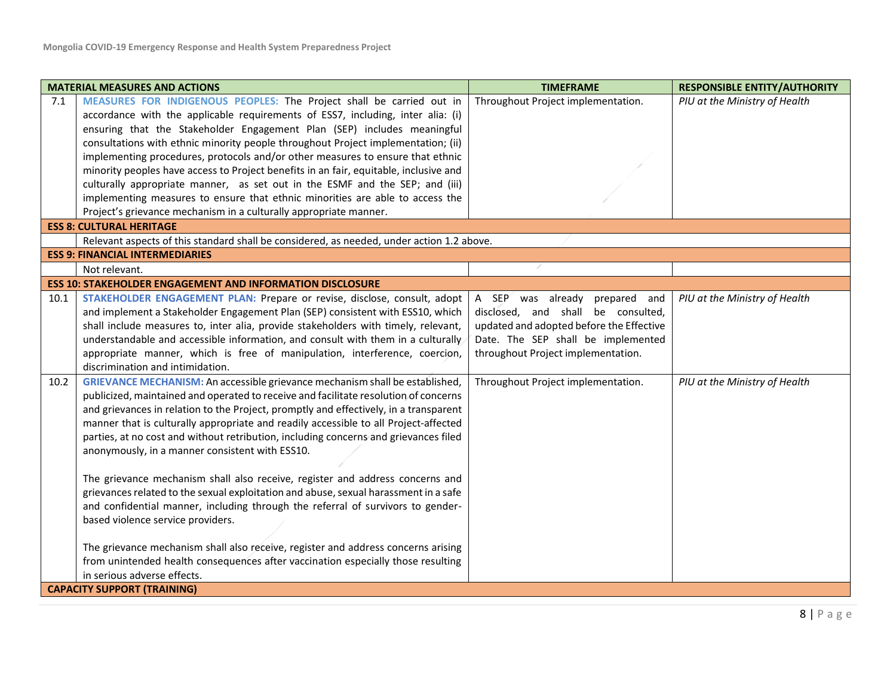| | MATERIAL MEASURES AND ACTIONS | TIMEFRAME | RESPONSIBLE ENTITY/AUTHORITY |
|---|---|---|---|
| 7.1 | **MEASURES FOR INDIGENOUS PEOPLES:** The Project shall be carried out in accordance with the applicable requirements of ESS7, including, inter alia: (i) ensuring that the Stakeholder Engagement Plan (SEP) includes meaningful consultations with ethnic minority people throughout Project implementation; (ii) implementing procedures, protocols and/or other measures to ensure that ethnic minority peoples have access to Project benefits in an fair, equitable, inclusive and culturally appropriate manner, as set out in the ESMF and the SEP; and (iii) implementing measures to ensure that ethnic minorities are able to access the Project's grievance mechanism in a culturally appropriate manner. | Throughout Project implementation. | *PIU at the Ministry of Health* |
| **ESS 8: CULTURAL HERITAGE** | | | |
| | Relevant aspects of this standard shall be considered, as needed, under action 1.2 above. | | |
| **ESS 9: FINANCIAL INTERMEDIARIES** | | | |
| | Not relevant. | | |
| **ESS 10: STAKEHOLDER ENGAGEMENT AND INFORMATION DISCLOSURE** | | | |
| 10.1 | **STAKEHOLDER ENGAGEMENT PLAN:** Prepare or revise, disclose, consult, adopt and implement a Stakeholder Engagement Plan (SEP) consistent with ESS10, which shall include measures to, inter alia, provide stakeholders with timely, relevant, understandable and accessible information, and consult with them in a culturally appropriate manner, which is free of manipulation, interference, coercion, discrimination and intimidation. | A SEP was already prepared and disclosed, and shall be consulted, updated and adopted before the Effective Date. The SEP shall be implemented throughout Project implementation. | *PIU at the Ministry of Health* |
| 10.2 | **GRIEVANCE MECHANISM:** An accessible grievance mechanism shall be established, publicized, maintained and operated to receive and facilitate resolution of concerns and grievances in relation to the Project, promptly and effectively, in a transparent manner that is culturally appropriate and readily accessible to all Project-affected parties, at no cost and without retribution, including concerns and grievances filed anonymously, in a manner consistent with ESS10.<br><br>The grievance mechanism shall also receive, register and address concerns and grievances related to the sexual exploitation and abuse, sexual harassment in a safe and confidential manner, including through the referral of survivors to gender-based violence service providers.<br><br>The grievance mechanism shall also receive, register and address concerns arising from unintended health consequences after vaccination especially those resulting in serious adverse effects. | Throughout Project implementation. | *PIU at the Ministry of Health* |
| **CAPACITY SUPPORT (TRAINING)** | | | |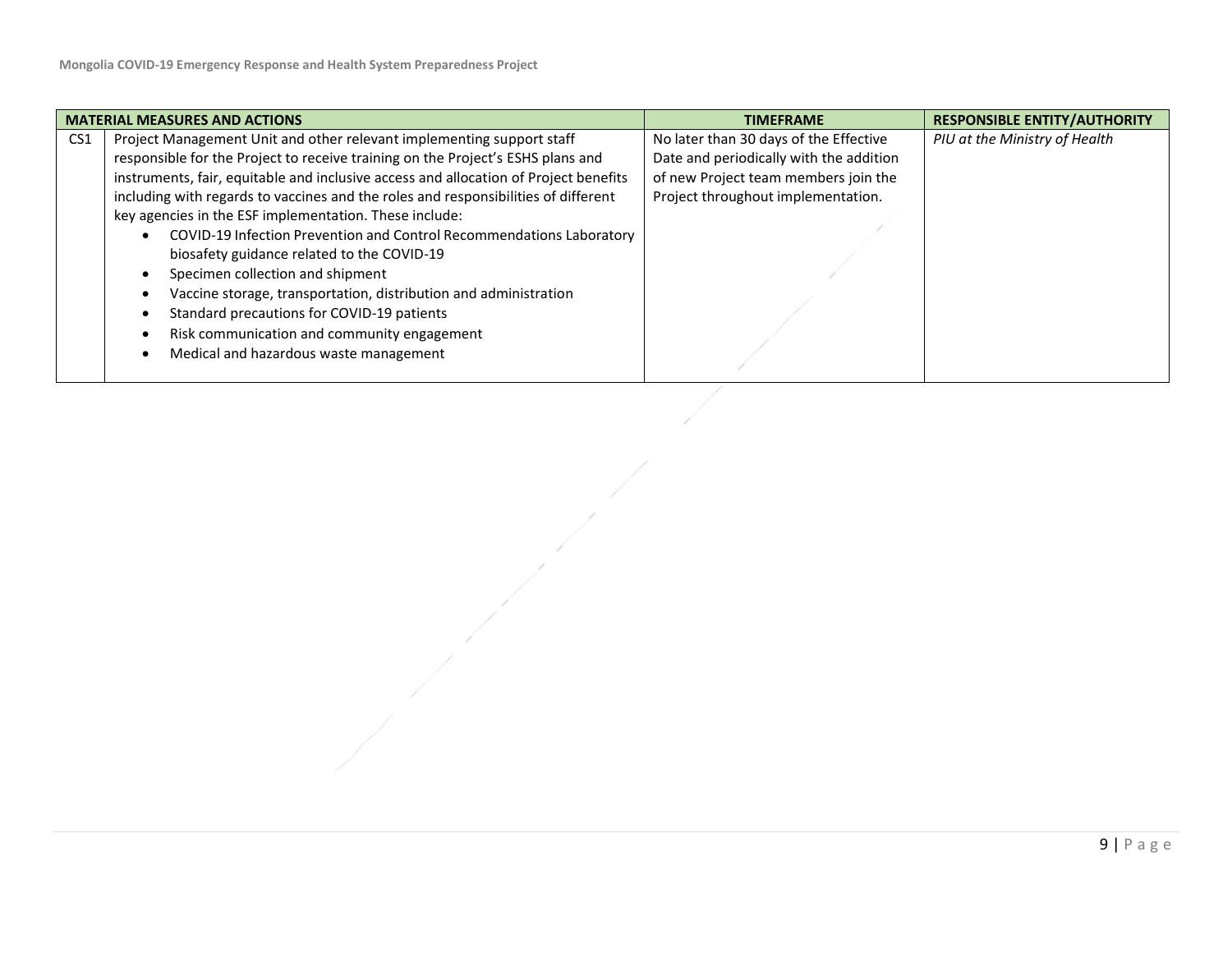| MATERIAL MEASURES AND ACTIONS | | TIMEFRAME | RESPONSIBLE ENTITY/AUTHORITY |
|---|---|---|---|
| CS1 | Project Management Unit and other relevant implementing support staff responsible for the Project to receive training on the Project's ESHS plans and instruments, fair, equitable and inclusive access and allocation of Project benefits including with regards to vaccines and the roles and responsibilities of different key agencies in the ESF implementation. These include:<br>• COVID-19 Infection Prevention and Control Recommendations Laboratory biosafety guidance related to the COVID-19<br>• Specimen collection and shipment<br>• Vaccine storage, transportation, distribution and administration<br>• Standard precautions for COVID-19 patients<br>• Risk communication and community engagement<br>• Medical and hazardous waste management | No later than 30 days of the Effective Date and periodically with the addition of new Project team members join the Project throughout implementation. | *PIU at the Ministry of Health* |